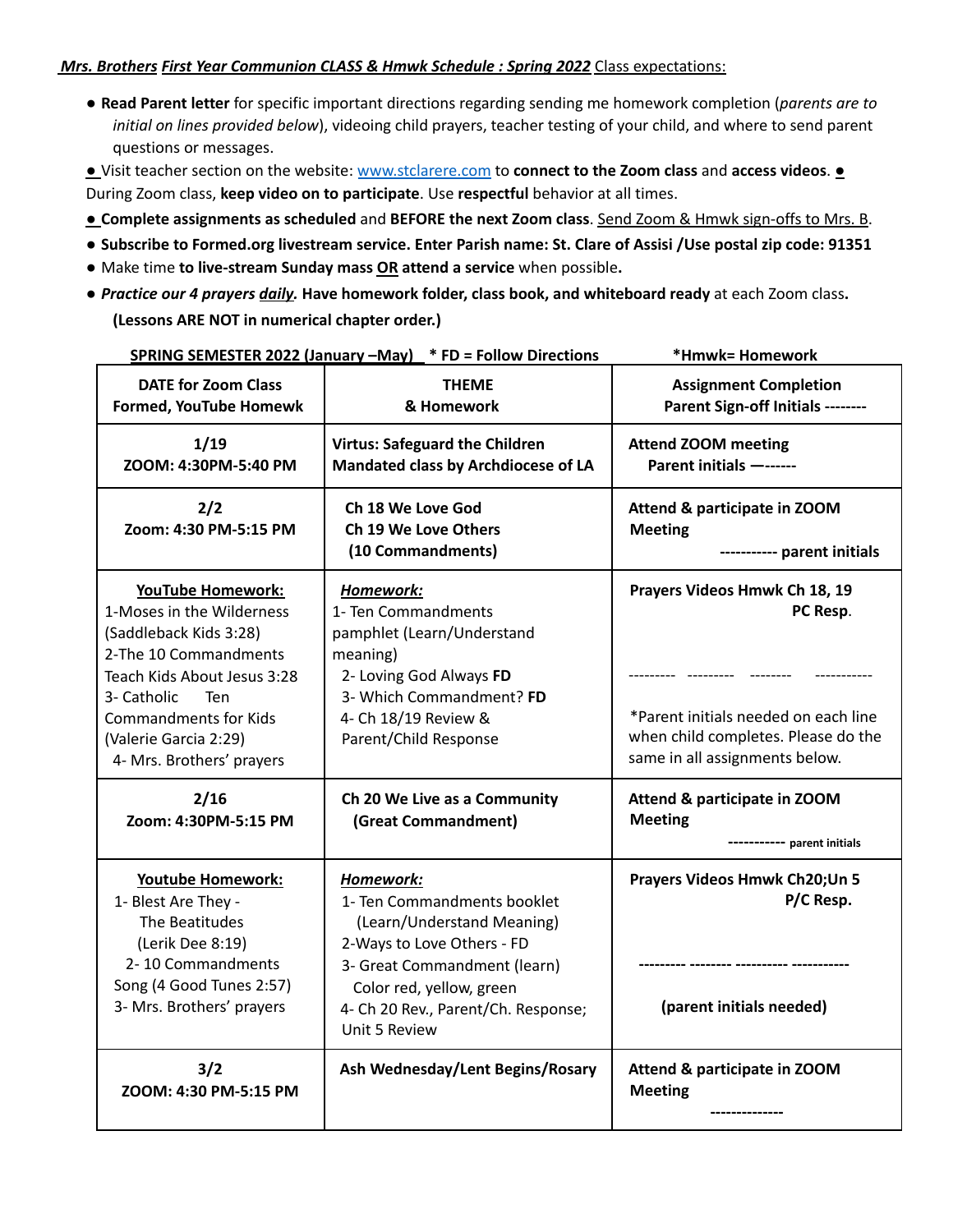***Mrs. Brothers First Year Communion CLASS & Hmwk Schedule : Spring 2022*** Class expectations:

- **Read Parent letter** for specific important directions regarding sending me homework completion (*parents are to initial on lines provided below*), videoing child prayers, teacher testing of your child, and where to send parent questions or messages.
- Visit teacher section on the website: www.stclarere.com to **connect to the Zoom class** and **access videos**.
- During Zoom class, **keep video on to participate**. Use **respectful** behavior at all times.
- **Complete assignments as scheduled** and **BEFORE the next Zoom class**. Send Zoom & Hmwk sign-offs to Mrs. B.
- **Subscribe to Formed.org livestream service. Enter Parish name: St. Clare of Assisi /Use postal zip code: 91351**
- Make time **to live-stream Sunday mass OR attend a service** when possible**.**
- ***Practice our 4 prayers daily.*** **Have homework folder, class book, and whiteboard ready** at each Zoom class**.**
  **(Lessons ARE NOT in numerical chapter order.)**

**SPRING SEMESTER 2022 (January –May) * FD = Follow Directions** **\*Hmwk= Homework**

| DATE for Zoom Class Formed, YouTube Homewk | THEME & Homework | Assignment Completion Parent Sign-off Initials -------- |
|---|---|---|
| **1/19** **ZOOM: 4:30PM-5:40 PM** | **Virtus: Safeguard the Children Mandated class by Archdiocese of LA** | **Attend ZOOM meeting Parent initials —------** |
| **2/2** **Zoom: 4:30 PM-5:15 PM** | **Ch 18 We Love God** **Ch 19 We Love Others** **(10 Commandments)** | **Attend & participate in ZOOM Meeting** **----------- parent initials** |
| **YouTube Homework:** 1-Moses in the Wilderness (Saddleback Kids 3:28) 2-The 10 Commandments Teach Kids About Jesus 3:28 3- Catholic Ten Commandments for Kids (Valerie Garcia 2:29) 4- Mrs. Brothers' prayers | ***Homework:*** 1- Ten Commandments pamphlet (Learn/Understand meaning) 2- Loving God Always **FD** 3- Which Commandment? **FD** 4- Ch 18/19 Review & Parent/Child Response | **Prayers Videos Hmwk Ch 18, 19 PC Resp**. --------- --------- -------- ----------- *Parent initials needed on each line when child completes. Please do the same in all assignments below. |
| **2/16** **Zoom: 4:30PM-5:15 PM** | **Ch 20 We Live as a Community** **(Great Commandment)** | **Attend & participate in ZOOM Meeting** **----------- parent initials** |
| **Youtube Homework:** 1- Blest Are They - The Beatitudes (Lerik Dee 8:19) 2- 10 Commandments Song (4 Good Tunes 2:57) 3- Mrs. Brothers' prayers | ***Homework:*** 1- Ten Commandments booklet (Learn/Understand Meaning) 2-Ways to Love Others - FD 3- Great Commandment (learn) Color red, yellow, green 4- Ch 20 Rev., Parent/Ch. Response; Unit 5 Review | **Prayers Videos Hmwk Ch20;Un 5 P/C Resp.** --------- -------- ---------- ----------- **(parent initials needed)** |
| **3/2** **ZOOM: 4:30 PM-5:15 PM** | **Ash Wednesday/Lent Begins/Rosary** | **Attend & participate in ZOOM Meeting** **--------------** |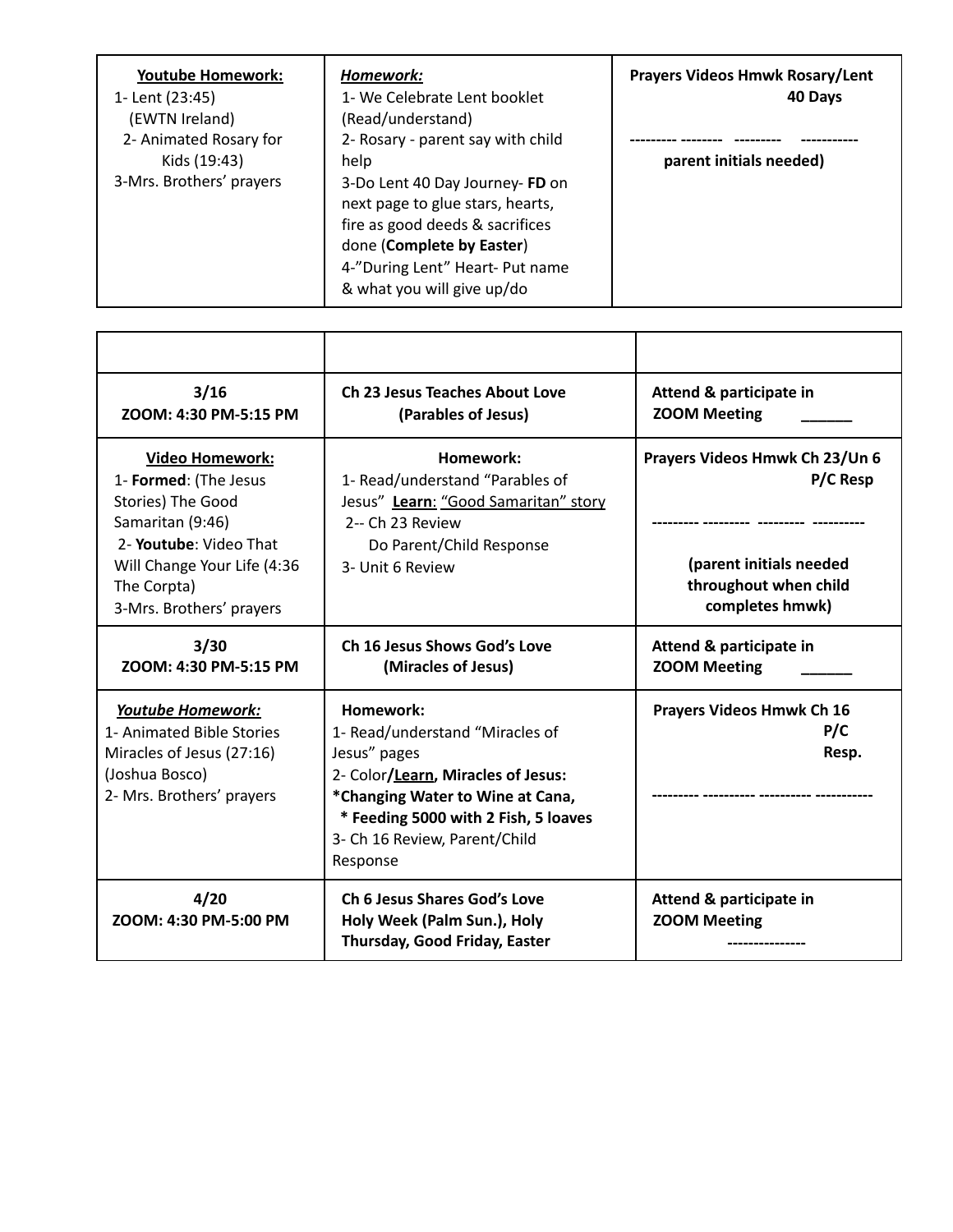| **Youtube Homework:**<br>1- Lent (23:45) (EWTN Ireland)<br>2- Animated Rosary for Kids (19:43)<br>3-Mrs. Brothers' prayers | ***Homework:***<br>1- We Celebrate Lent booklet (Read/understand)<br>2- Rosary - parent say with child help<br>3-Do Lent 40 Day Journey- **FD** on next page to glue stars, hearts, fire as good deeds & sacrifices done (**Complete by Easter**)<br>4-"During Lent" Heart- Put name & what you will give up/do | **Prayers Videos Hmwk Rosary/Lent 40 Days**<br>--------- -------- --------- -----------<br>**parent initials needed)** |
|---|---|---|

| | | |
|---|---|---|
| **3/16**<br>**ZOOM: 4:30 PM-5:15 PM** | **Ch 23 Jesus Teaches About Love (Parables of Jesus)** | **Attend & participate in ZOOM Meeting** ______ |
| **Video Homework:**<br>1- **Formed**: (The Jesus Stories) The Good Samaritan (9:46)<br>2- **Youtube**: Video That Will Change Your Life (4:36 The Corpta)<br>3-Mrs. Brothers' prayers | **Homework:**<br>1- Read/understand "Parables of Jesus" **Learn**: "Good Samaritan" story<br>2-- Ch 23 Review<br>Do Parent/Child Response<br>3- Unit 6 Review | **Prayers Videos Hmwk Ch 23/Un 6 P/C Resp**<br>--------- --------- --------- ----------<br>**(parent initials needed throughout when child completes hmwk)** |
| **3/30**<br>**ZOOM: 4:30 PM-5:15 PM** | **Ch 16 Jesus Shows God's Love (Miracles of Jesus)** | **Attend & participate in ZOOM Meeting** ______ |
| ***Youtube Homework:***<br>1- Animated Bible Stories Miracles of Jesus (27:16) (Joshua Bosco)<br>2- Mrs. Brothers' prayers | **Homework:**<br>1- Read/understand "Miracles of Jesus" pages<br>2- Color/**Learn, Miracles of Jesus:**<br>**\*Changing Water to Wine at Cana,**<br>**\* Feeding 5000 with 2 Fish, 5 loaves**<br>3- Ch 16 Review, Parent/Child Response | **Prayers Videos Hmwk Ch 16 P/C Resp.**<br>--------- ---------- ---------- ----------- |
| **4/20**<br>**ZOOM: 4:30 PM-5:00 PM** | **Ch 6 Jesus Shares God's Love Holy Week (Palm Sun.), Holy Thursday, Good Friday, Easter** | **Attend & participate in ZOOM Meeting**<br>-------------- |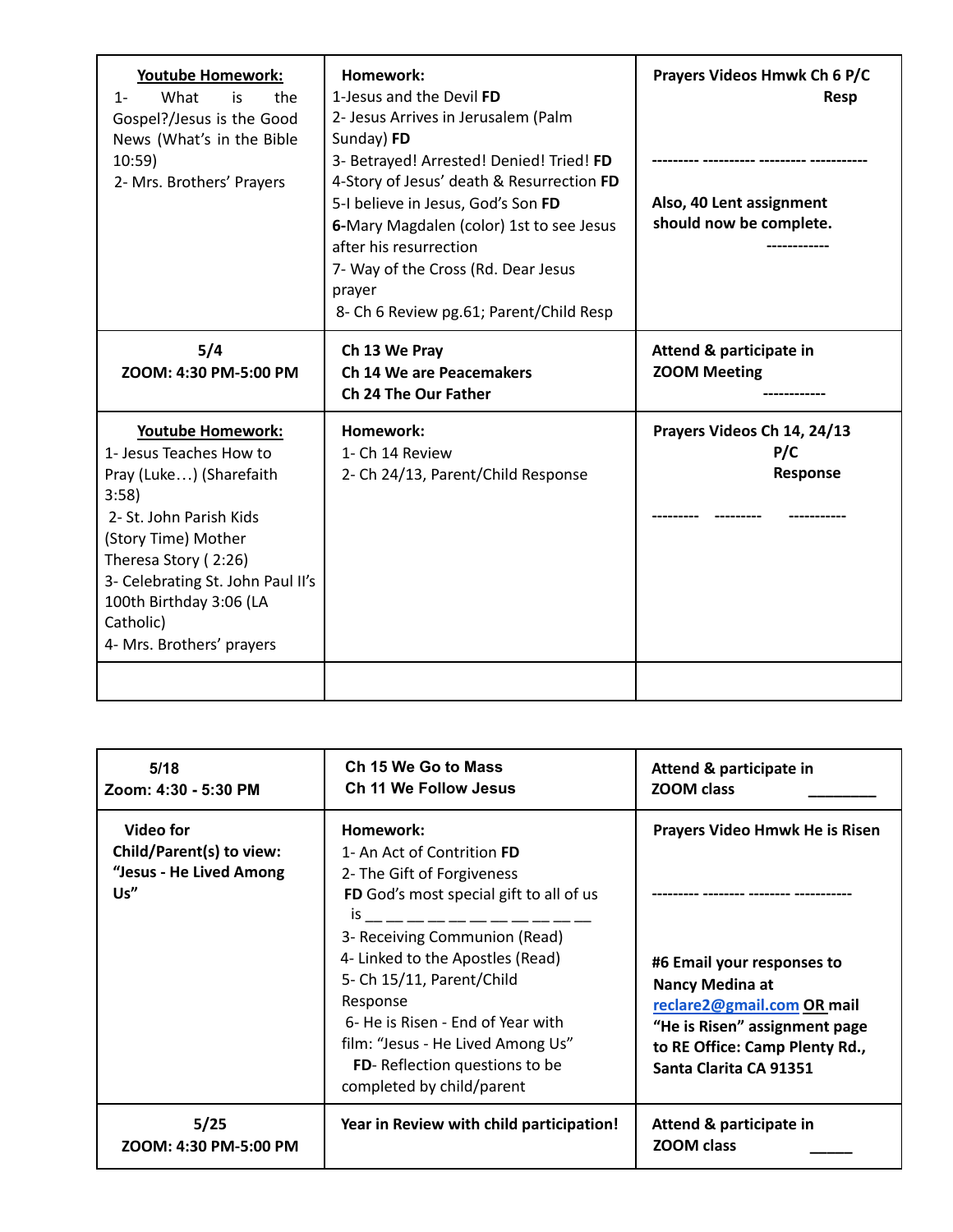| | | |
|---|---|---|
| **Youtube Homework:**<br>1- What is the Gospel?/Jesus is the Good News (What's in the Bible 10:59)<br>2- Mrs. Brothers' Prayers | **Homework:**<br>1-Jesus and the Devil **FD**<br>2- Jesus Arrives in Jerusalem (Palm Sunday) **FD**<br>3- Betrayed! Arrested! Denied! Tried! **FD**<br>4-Story of Jesus' death & Resurrection **FD**<br>5-I believe in Jesus, God's Son **FD**<br>**6**-Mary Magdalen (color) 1st to see Jesus after his resurrection<br>7- Way of the Cross (Rd. Dear Jesus prayer<br>8- Ch 6 Review pg.61; Parent/Child Resp | **Prayers Videos Hmwk Ch 6 P/C Resp**<br>--------- ---------- --------- -----------<br>**Also, 40 Lent assignment should now be complete.**<br>------------ |
| **5/4**<br>**ZOOM: 4:30 PM-5:00 PM** | **Ch 13 We Pray**<br>**Ch 14 We are Peacemakers**<br>**Ch 24 The Our Father** | **Attend & participate in ZOOM Meeting**<br>------------ |
| **Youtube Homework:**<br>1- Jesus Teaches How to Pray (Luke…) (Sharefaith 3:58)<br>2- St. John Parish Kids (Story Time) Mother Theresa Story ( 2:26)<br>3- Celebrating St. John Paul II's 100th Birthday 3:06 (LA Catholic)<br>4- Mrs. Brothers' prayers | **Homework:**<br>1- Ch 14 Review<br>2- Ch 24/13, Parent/Child Response | **Prayers Videos Ch 14, 24/13 P/C Response**<br>--------- --------- ----------- |
| | | |

| | | |
|---|---|---|
| **5/18**<br>**Zoom: 4:30 - 5:30 PM** | **Ch 15 We Go to Mass**<br>**Ch 11 We Follow Jesus** | **Attend & participate in ZOOM class** ________ |
| **Video for Child/Parent(s) to view: "Jesus - He Lived Among Us"** | **Homework:**<br>1- An Act of Contrition **FD**<br>2- The Gift of Forgiveness<br>**FD** God's most special gift to all of us is __ __ __ __ __ __ __ __ __ __ __ __<br>3- Receiving Communion (Read)<br>4- Linked to the Apostles (Read)<br>5- Ch 15/11, Parent/Child Response<br>6- He is Risen - End of Year with film: "Jesus - He Lived Among Us"<br>**FD**- Reflection questions to be completed by child/parent | **Prayers Video Hmwk He is Risen**<br>--------- -------- -------- -----------<br>**#6 Email your responses to Nancy Medina at reclare2@gmail.com OR mail "He is Risen" assignment page to RE Office: Camp Plenty Rd., Santa Clarita CA 91351** |
| **5/25**<br>**ZOOM: 4:30 PM-5:00 PM** | **Year in Review with child participation!** | **Attend & participate in ZOOM class** _____ |